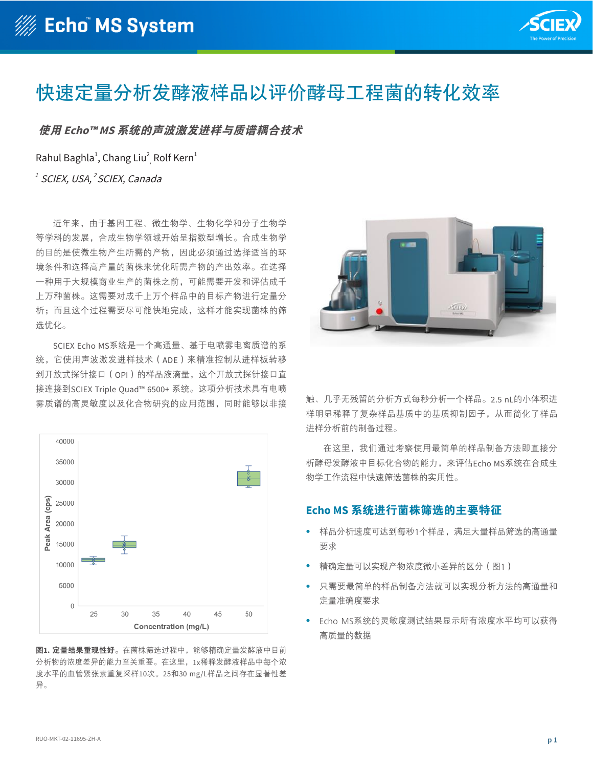# 快速定量分析发酵液样品以评价酵母工程菌的转化效率

*使用 Echo™ MS 系统的声波激发进样与质谱耦合技术*

Rahul Baghla[1], Chang Liu[2], Rolf Kern[1]

[1] *SCIEX, USA,* [2] *SCIEX, Canada*

近年来，由于基因工程、微生物学、生物化学和分子生物学等学科的发展，合成生物学领域开始呈指数型增长。合成生物学的目的是使微生物产生所需的产物，因此必须通过选择适当的环境条件和选择高产量的菌株来优化所需产物的产出效率。在选择一种用于大规模商业生产的菌株之前，可能需要开发和评估成千上万种菌株。这需要对成千上万个样品中的目标产物进行定量分析；而且这个过程需要尽可能快地完成，这样才能实现菌株的筛选优化。

SCIEX Echo MS系统是一个高通量、基于电喷雾电离质谱的系统，它使用声波激发进样技术（ADE）来精准控制从进样板转移到开放式探针接口（OPI）的样品液滴量，这个开放式探针接口直接连接到SCIEX Triple Quad™ 6500+ 系统。这项分析技术具有电喷雾质谱的高灵敏度以及化合物研究的应用范围，同时能够以非接触、几乎无残留的分析方式每秒分析一个样品。2.5 nL的小体积进样明显稀释了复杂样品基质中的基质抑制因子，从而简化了样品进样分析前的制备过程。

在这里，我们通过考察使用最简单的样品制备方法即直接分析酵母发酵液中目标化合物的能力，来评估Echo MS系统在合成生物学工作流程中快速筛选菌株的实用性。

**图1. 定量结果重现性好。**在菌株筛选过程中，能够精确定量发酵液中目前分析物的浓度差异的能力至关重要。在这里，1x稀释发酵液样品中每个浓度水平的血管紧张素重复采样10次。25和30 mg/L样品之间存在显著性差异。

## Echo MS 系统进行菌株筛选的主要特征

- 样品分析速度可达到每秒1个样品，满足大量样品筛选的高通量要求
- 精确定量可以实现产物浓度微小差异的区分（图1）
- 只需要最简单的样品制备方法就可以实现分析方法的高通量和定量准确度要求
- Echo MS系统的灵敏度测试结果显示所有浓度水平均可以获得高质量的数据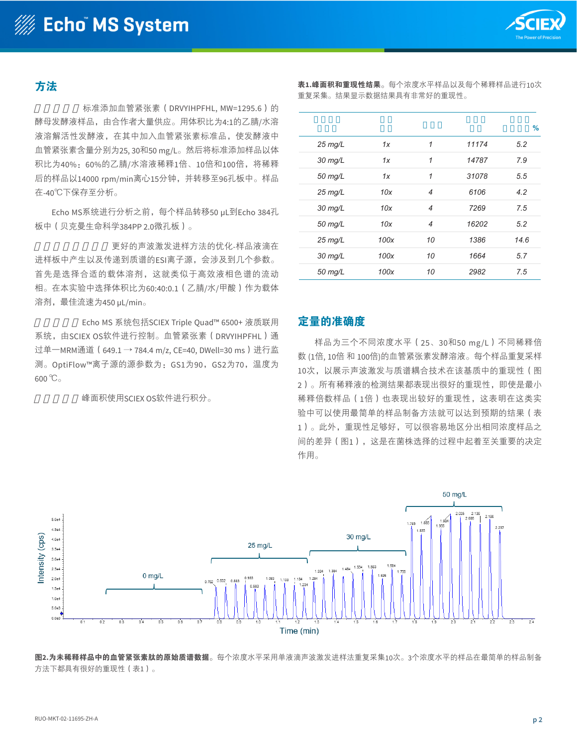## 方法

□□□□□ 标准添加血管紧张素（DRVYIHPFHL, MW=1295.6）的酵母发酵液样品，由合作者大量供应。用体积比为4:1的乙腈/水溶液溶解活性发酵液，在其中加入血管紧张素标准品，使发酵液中血管紧张素含量分别为25, 30和50 mg/L。然后将标准添加样品以体积比为40%：60%的乙腈/水溶液稀释1倍、10倍和100倍，将稀释后的样品以14000 rpm/min离心15分钟，并转移至96孔板中。样品在-40℃下保存至分析。

Echo MS系统进行分析之前，每个样品转移50 μL到Echo 384孔板中（贝克曼生命科学384PP 2.0微孔板）。

□□□□□□□□ 更好的声波激发进样方法的优化-样品液滴在进样板中产生以及传递到质谱的ESI离子源，会涉及到几个参数。首先是选择合适的载体溶剂，这就类似于高效液相色谱的流动相。在本实验中选择体积比为60:40:0.1（乙腈/水/甲酸）作为载体溶剂，最佳流速为450 μL/min。

□□□□□ Echo MS 系统包括SCIEX Triple Quad™ 6500+ 液质联用系统，由SCIEX OS软件进行控制。血管紧张素（DRVYIHPFHL）通过单一MRM通道（649.1 → 784.4 m/z, CE=40, DWell=30 ms）进行监测。OptiFlow™离子源的源参数为：GS1为90，GS2为70，温度为600 ℃。

□□□□□ 峰面积使用SCIEX OS软件进行积分。

**表1.峰面积和重现性结果**。每个浓度水平样品以及每个稀释样品进行10次重复采集。结果显示数据结果具有非常好的重现性。

| □□□□ □□□ | □□ □□ | □□□ | □□□ □□ | □□□ □□□□ % |
|---|---|---|---|---|
| 25 mg/L | 1x | 1 | 11174 | 5.2 |
| 30 mg/L | 1x | 1 | 14787 | 7.9 |
| 50 mg/L | 1x | 1 | 31078 | 5.5 |
| 25 mg/L | 10x | 4 | 6106 | 4.2 |
| 30 mg/L | 10x | 4 | 7269 | 7.5 |
| 50 mg/L | 10x | 4 | 16202 | 5.2 |
| 25 mg/L | 100x | 10 | 1386 | 14.6 |
| 30 mg/L | 100x | 10 | 1664 | 5.7 |
| 50 mg/L | 100x | 10 | 2982 | 7.5 |

## 定量的准确度

样品为三个不同浓度水平（25、30和50 mg/L）不同稀释倍数 (1倍, 10倍 和 100倍)的血管紧张素发酵溶液。每个样品重复采样10次，以展示声波激发与质谱耦合技术在该基质中的重现性（图2）。所有稀释液的检测结果都表现出很好的重现性，即使是最小稀释倍数样品（1倍）也表现出较好的重现性，这表明在这类实验中可以使用最简单的样品制备方法就可以达到预期的结果（表1）。此外，重现性足够好，可以很容易地区分出相同浓度样品之间的差异（图1），这是在菌株选择的过程中起着至关重要的决定作用。

**图2.为未稀释样品中的血管紧张素肽的原始质谱数据**。每个浓度水平采用单液滴声波激发进样法重复采集10次。3个浓度水平的样品在最简单的样品制备方法下都具有很好的重现性（表1）。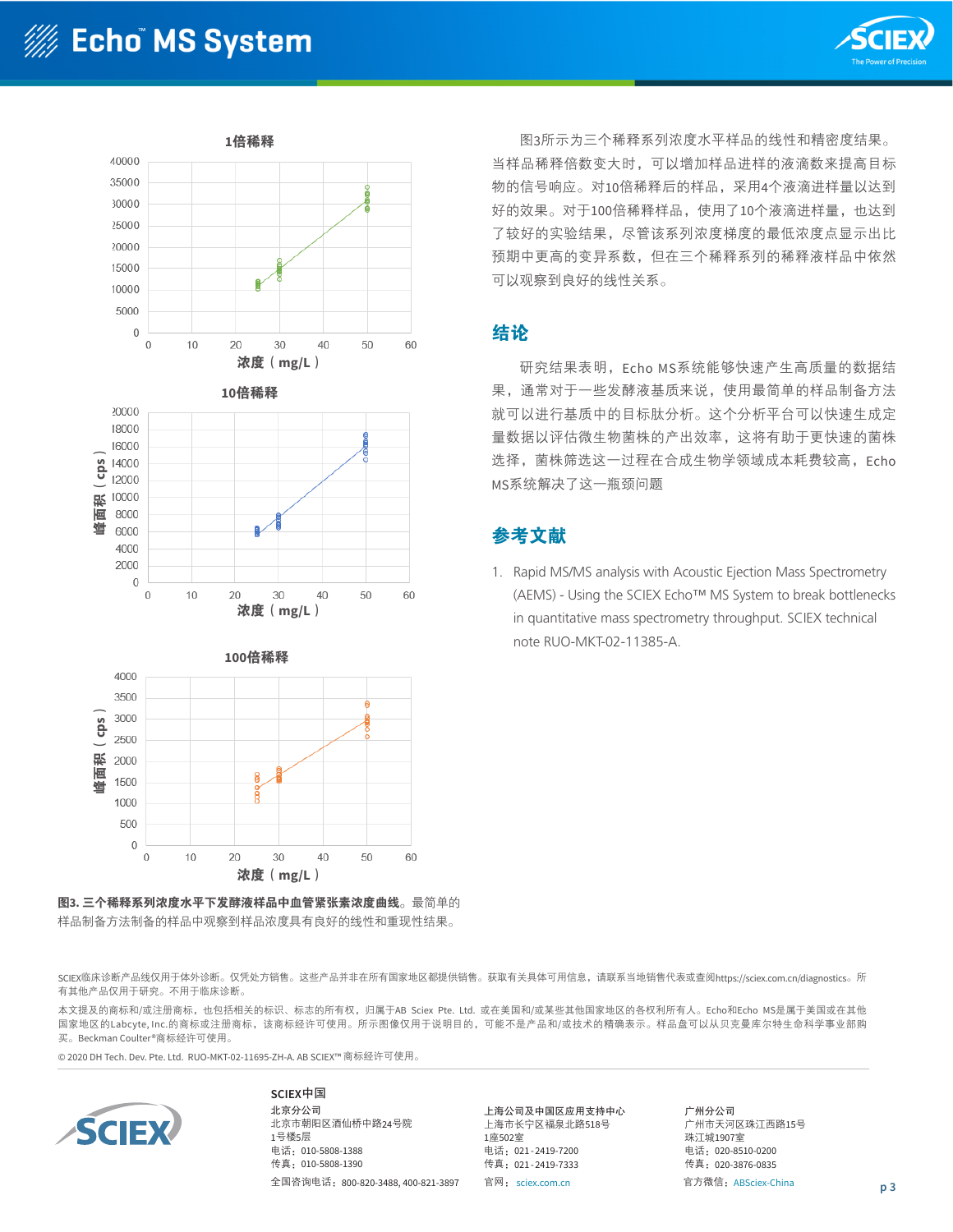1倍稀释

40000
35000
30000
25000
20000
15000
10000
5000
0

0 10 20 30 40 50 60

浓度（mg/L）

10倍稀释

峰面积（cps）

20000
18000
16000
14000
12000
10000
8000
6000
4000
2000
0

0 10 20 30 40 50 60

浓度（mg/L）

100倍稀释

峰面积（cps）

4000
3500
3000
2500
2000
1500
1000
500
0

0 10 20 30 40 50 60

浓度（mg/L）

**图3. 三个稀释系列浓度水平下发酵液样品中血管紧张素浓度曲线。**最简单的样品制备方法制备的样品中观察到样品浓度具有良好的线性和重现性结果。

图3所示为三个稀释系列浓度水平样品的线性和精密度结果。当样品稀释倍数变大时，可以增加样品进样的液滴数来提高目标物的信号响应。对10倍稀释后的样品，采用4个液滴进样量以达到好的效果。对于100倍稀释样品，使用了10个液滴进样量，也达到了较好的实验结果，尽管该系列浓度梯度的最低浓度点显示出比预期中更高的变异系数，但在三个稀释系列的稀释液样品中依然可以观察到良好的线性关系。

## 结论

研究结果表明，Echo MS系统能够快速产生高质量的数据结果，通常对于一些发酵液基质来说，使用最简单的样品制备方法就可以进行基质中的目标肽分析。这个分析平台可以快速生成定量数据以评估微生物菌株的产出效率，这将有助于更快速的菌株选择，菌株筛选这一过程在合成生物学领域成本耗费较高，Echo MS系统解决了这一瓶颈问题

## 参考文献

1. Rapid MS/MS analysis with Acoustic Ejection Mass Spectrometry (AEMS) - Using the SCIEX Echo™ MS System to break bottlenecks in quantitative mass spectrometry throughput. SCIEX technical note RUO-MKT-02-11385-A.

SCIEX临床诊断产品线仅用于体外诊断。仅凭处方销售。这些产品并非在所有国家地区都提供销售。获取有关具体可用信息，请联系当地销售代表或查阅https://sciex.com.cn/diagnostics。所有其他产品仅用于研究。不用于临床诊断。

本文提及的商标和/或注册商标，也包括相关的标识、标志的所有权，归属于AB Sciex Pte. Ltd. 或在美国和/或某些其他国家地区的各权利所有人。Echo和Echo MS是属于美国或在其他国家地区的Labcyte, Inc.的商标或注册商标，该商标经许可使用。所示图像仅用于说明目的，可能不是产品和/或技术的精确表示。样品盘可以从贝克曼库尔特生命科学事业部购买。Beckman Coulter®商标许可使用。

© 2020 DH Tech. Dev. Pte. Ltd. RUO-MKT-02-11695-ZH-A. AB SCIEX™ 商标经许可使用。

SCIEX中国

北京分公司
北京市朝阳区酒仙桥中路24号院
1号楼5层
电话：010-5808-1388
传真：010-5808-1390

上海公司及中国区应用支持中心
上海市长宁区福泉北路518号
1座502室
电话：021-2419-7200
传真：021-2419-7333

广州分公司
广州市天河区珠江西路15号
珠江城1907室
电话：020-8510-0200
传真：020-3876-0835

全国咨询电话：800-820-3488, 400-821-3897　官网：sciex.com.cn　官方微信：ABSciex-China